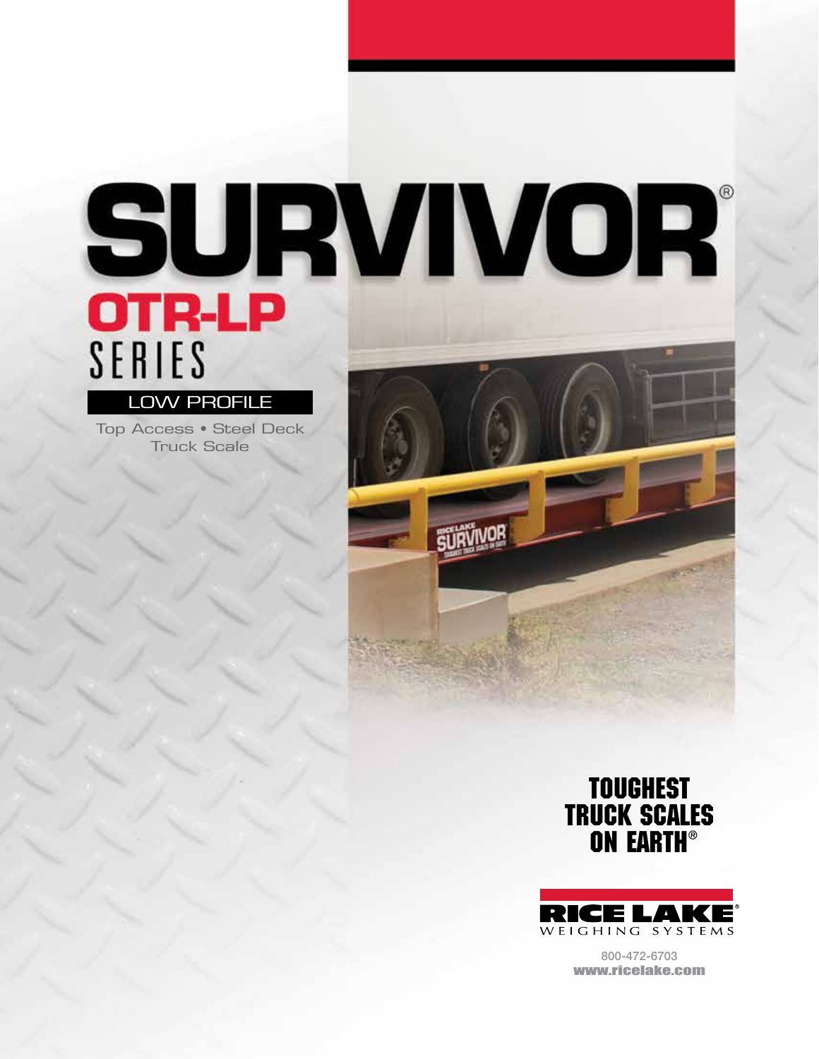# SURVIVOR®

## OTR-LP SERIES

LOW PROFILE

Top Access • Steel Deck Truck Scale

**TOUGHEST TRUCK SCALES ON EARTH®**

RICE LAKE® WEIGHING SYSTEMS

800-472-6703
www.ricelake.com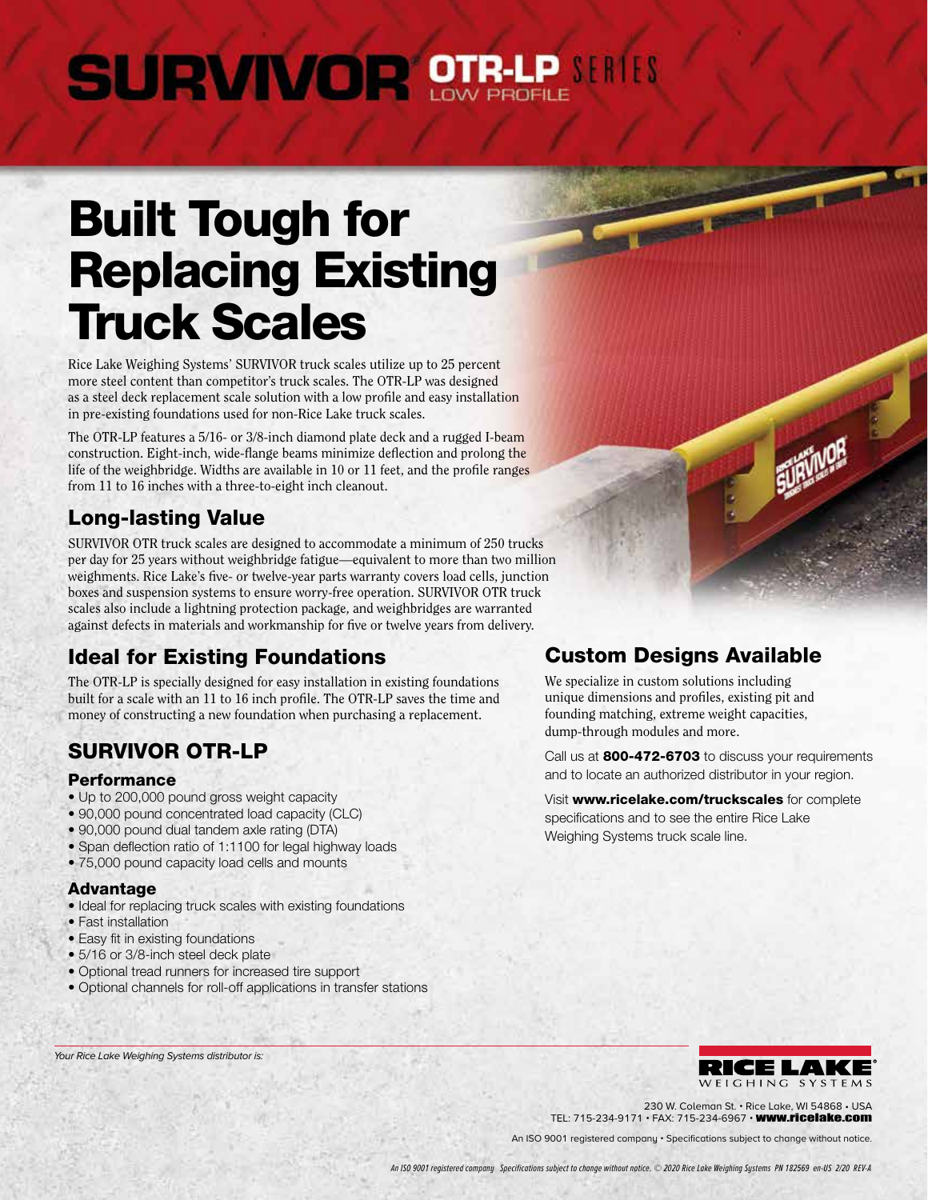# SURVIVOR OTR-LP SERIES
LOW PROFILE

# Built Tough for Replacing Existing Truck Scales

Rice Lake Weighing Systems' SURVIVOR truck scales utilize up to 25 percent more steel content than competitor's truck scales. The OTR-LP was designed as a steel deck replacement scale solution with a low profile and easy installation in pre-existing foundations used for non-Rice Lake truck scales.

The OTR-LP features a 5/16- or 3/8-inch diamond plate deck and a rugged I-beam construction. Eight-inch, wide-flange beams minimize deflection and prolong the life of the weighbridge. Widths are available in 10 or 11 feet, and the profile ranges from 11 to 16 inches with a three-to-eight inch cleanout.

## Long-lasting Value

SURVIVOR OTR truck scales are designed to accommodate a minimum of 250 trucks per day for 25 years without weighbridge fatigue—equivalent to more than two million weighments. Rice Lake's five- or twelve-year parts warranty covers load cells, junction boxes and suspension systems to ensure worry-free operation. SURVIVOR OTR truck scales also include a lightning protection package, and weighbridges are warranted against defects in materials and workmanship for five or twelve years from delivery.

## Ideal for Existing Foundations

The OTR-LP is specially designed for easy installation in existing foundations built for a scale with an 11 to 16 inch profile. The OTR-LP saves the time and money of constructing a new foundation when purchasing a replacement.

## SURVIVOR OTR-LP

### Performance

- Up to 200,000 pound gross weight capacity
- 90,000 pound concentrated load capacity (CLC)
- 90,000 pound dual tandem axle rating (DTA)
- Span deflection ratio of 1:1100 for legal highway loads
- 75,000 pound capacity load cells and mounts

### Advantage

- Ideal for replacing truck scales with existing foundations
- Fast installation
- Easy fit in existing foundations
- 5/16 or 3/8-inch steel deck plate
- Optional tread runners for increased tire support
- Optional channels for roll-off applications in transfer stations

## Custom Designs Available

We specialize in custom solutions including unique dimensions and profiles, existing pit and founding matching, extreme weight capacities, dump-through modules and more.

Call us at **800-472-6703** to discuss your requirements and to locate an authorized distributor in your region.

Visit **www.ricelake.com/truckscales** for complete specifications and to see the entire Rice Lake Weighing Systems truck scale line.

*Your Rice Lake Weighing Systems distributor is:*

RICE LAKE WEIGHING SYSTEMS

230 W. Coleman St. • Rice Lake, WI 54868 • USA
TEL: 715-234-9171 • FAX: 715-234-6967 • **www.ricelake.com**

An ISO 9001 registered company • Specifications subject to change without notice.

*An ISO 9001 registered company Specifications subject to change without notice. © 2020 Rice Lake Weighing Systems PN 182569 en-US 2/20 REV-A*